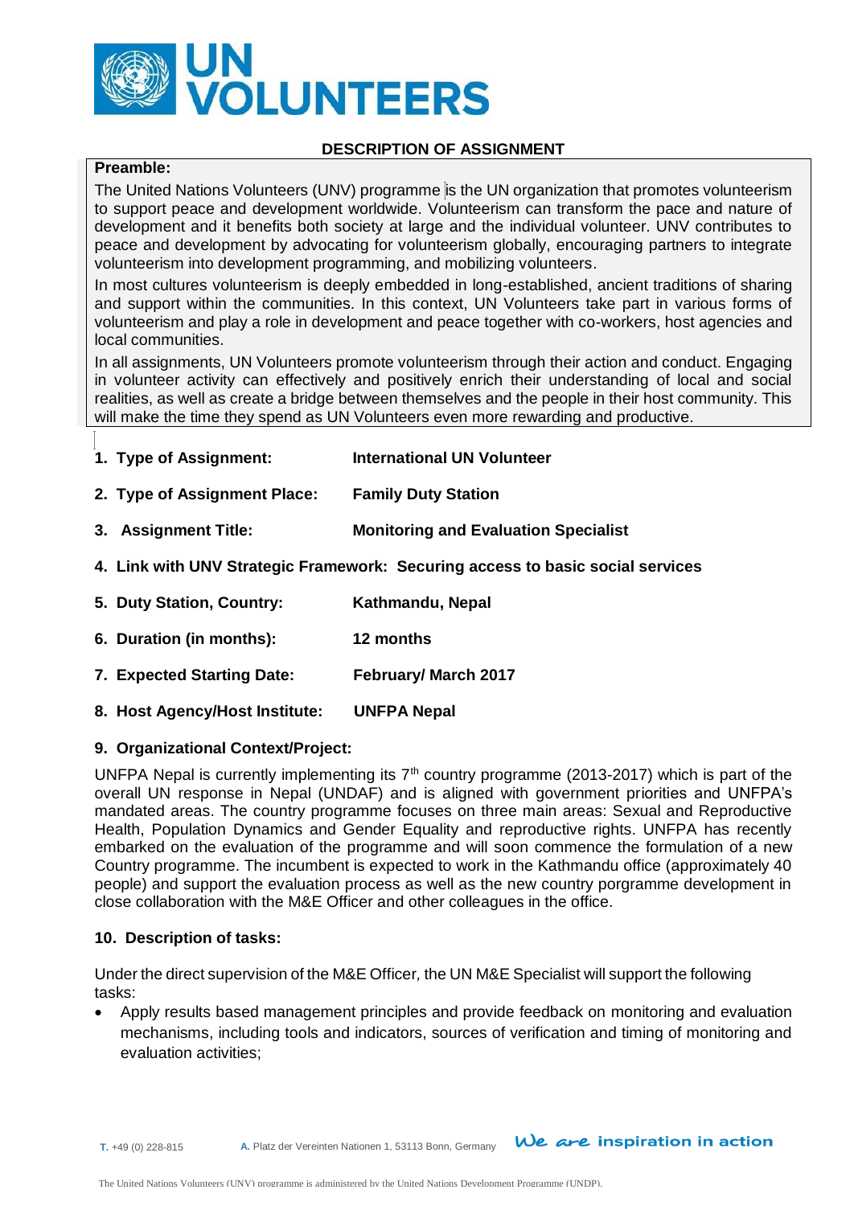# UN VOLUNTEERS

## DESCRIPTION OF ASSIGNMENT

**Preamble:**

The United Nations Volunteers (UNV) programme is the UN organization that promotes volunteerism to support peace and development worldwide. Volunteerism can transform the pace and nature of development and it benefits both society at large and the individual volunteer. UNV contributes to peace and development by advocating for volunteerism globally, encouraging partners to integrate volunteerism into development programming, and mobilizing volunteers.

In most cultures volunteerism is deeply embedded in long-established, ancient traditions of sharing and support within the communities. In this context, UN Volunteers take part in various forms of volunteerism and play a role in development and peace together with co-workers, host agencies and local communities.

In all assignments, UN Volunteers promote volunteerism through their action and conduct. Engaging in volunteer activity can effectively and positively enrich their understanding of local and social realities, as well as create a bridge between themselves and the people in their host community. This will make the time they spend as UN Volunteers even more rewarding and productive.

1. **Type of Assignment:** **International UN Volunteer**
2. **Type of Assignment Place:** **Family Duty Station**
3. **Assignment Title:** **Monitoring and Evaluation Specialist**
4. **Link with UNV Strategic Framework: Securing access to basic social services**
5. **Duty Station, Country:** **Kathmandu, Nepal**
6. **Duration (in months):** **12 months**
7. **Expected Starting Date:** **February/ March 2017**
8. **Host Agency/Host Institute:** **UNFPA Nepal**
9. **Organizational Context/Project:**

UNFPA Nepal is currently implementing its 7th country programme (2013-2017) which is part of the overall UN response in Nepal (UNDAF) and is aligned with government priorities and UNFPA's mandated areas. The country programme focuses on three main areas: Sexual and Reproductive Health, Population Dynamics and Gender Equality and reproductive rights. UNFPA has recently embarked on the evaluation of the programme and will soon commence the formulation of a new Country programme. The incumbent is expected to work in the Kathmandu office (approximately 40 people) and support the evaluation process as well as the new country porgramme development in close collaboration with the M&E Officer and other colleagues in the office.

10. **Description of tasks:**

Under the direct supervision of the M&E Officer, the UN M&E Specialist will support the following tasks:

- Apply results based management principles and provide feedback on monitoring and evaluation mechanisms, including tools and indicators, sources of verification and timing of monitoring and evaluation activities;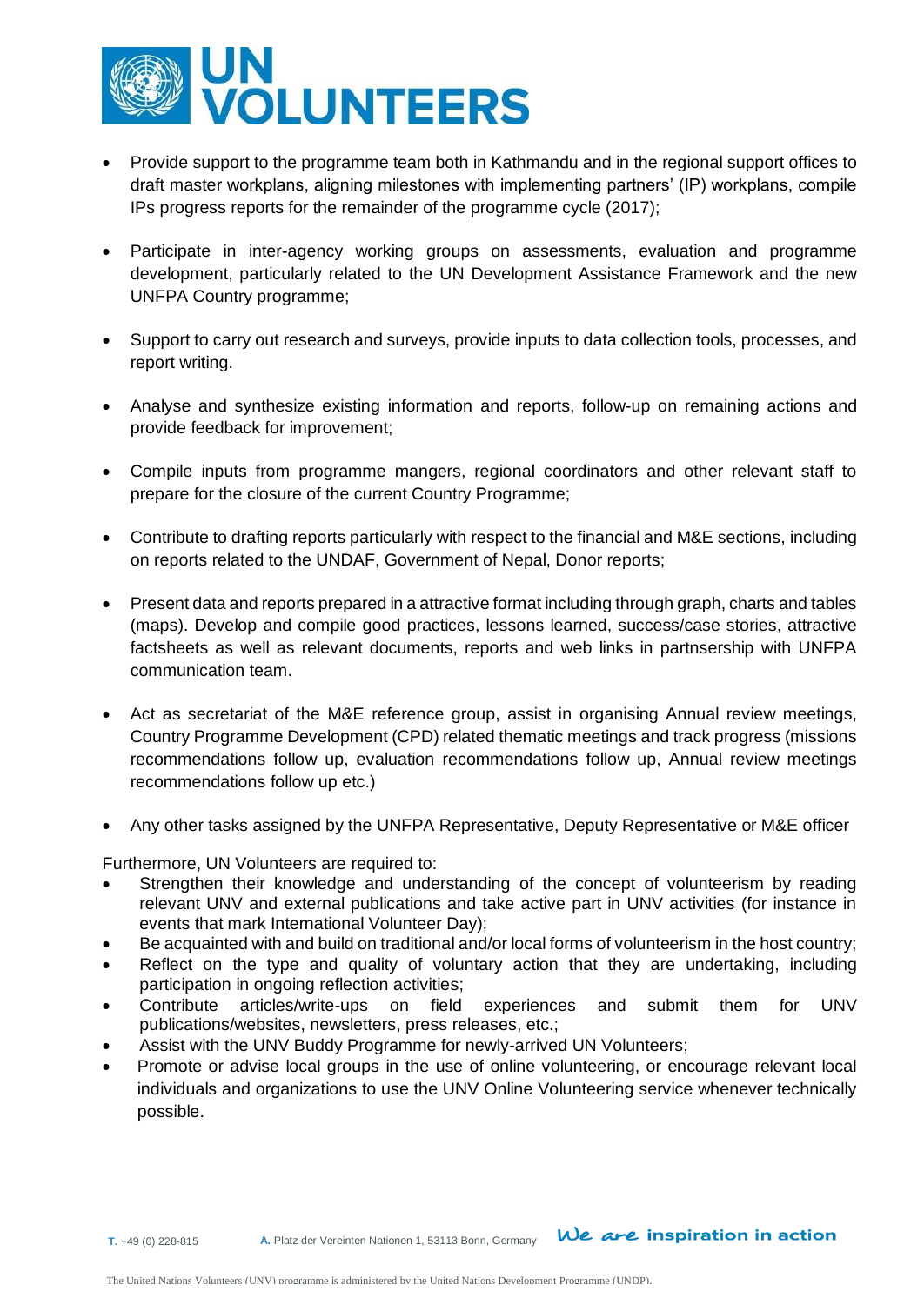- Provide support to the programme team both in Kathmandu and in the regional support offices to draft master workplans, aligning milestones with implementing partners' (IP) workplans, compile IPs progress reports for the remainder of the programme cycle (2017);

- Participate in inter-agency working groups on assessments, evaluation and programme development, particularly related to the UN Development Assistance Framework and the new UNFPA Country programme;

- Support to carry out research and surveys, provide inputs to data collection tools, processes, and report writing.

- Analyse and synthesize existing information and reports, follow-up on remaining actions and provide feedback for improvement;

- Compile inputs from programme mangers, regional coordinators and other relevant staff to prepare for the closure of the current Country Programme;

- Contribute to drafting reports particularly with respect to the financial and M&E sections, including on reports related to the UNDAF, Government of Nepal, Donor reports;

- Present data and reports prepared in a attractive format including through graph, charts and tables (maps). Develop and compile good practices, lessons learned, success/case stories, attractive factsheets as well as relevant documents, reports and web links in partnsership with UNFPA communication team.

- Act as secretariat of the M&E reference group, assist in organising Annual review meetings, Country Programme Development (CPD) related thematic meetings and track progress (missions recommendations follow up, evaluation recommendations follow up, Annual review meetings recommendations follow up etc.)

- Any other tasks assigned by the UNFPA Representative, Deputy Representative or M&E officer

Furthermore, UN Volunteers are required to:

- Strengthen their knowledge and understanding of the concept of volunteerism by reading relevant UNV and external publications and take active part in UNV activities (for instance in events that mark International Volunteer Day);
- Be acquainted with and build on traditional and/or local forms of volunteerism in the host country;
- Reflect on the type and quality of voluntary action that they are undertaking, including participation in ongoing reflection activities;
- Contribute articles/write-ups on field experiences and submit them for UNV publications/websites, newsletters, press releases, etc.;
- Assist with the UNV Buddy Programme for newly-arrived UN Volunteers;
- Promote or advise local groups in the use of online volunteering, or encourage relevant local individuals and organizations to use the UNV Online Volunteering service whenever technically possible.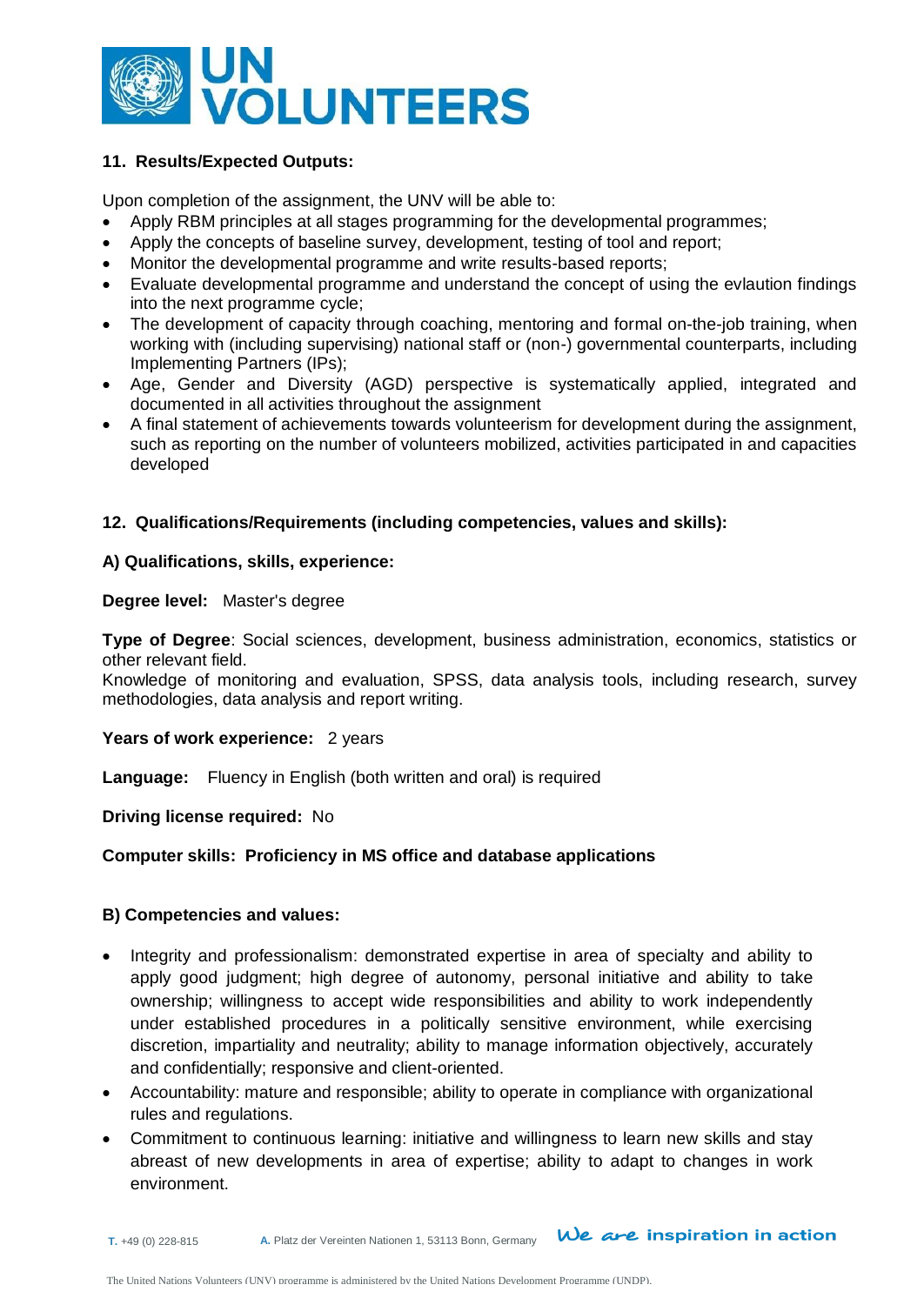### 11. Results/Expected Outputs:

Upon completion of the assignment, the UNV will be able to:

- Apply RBM principles at all stages programming for the developmental programmes;
- Apply the concepts of baseline survey, development, testing of tool and report;
- Monitor the developmental programme and write results-based reports;
- Evaluate developmental programme and understand the concept of using the evlaution findings into the next programme cycle;
- The development of capacity through coaching, mentoring and formal on-the-job training, when working with (including supervising) national staff or (non-) governmental counterparts, including Implementing Partners (IPs);
- Age, Gender and Diversity (AGD) perspective is systematically applied, integrated and documented in all activities throughout the assignment
- A final statement of achievements towards volunteerism for development during the assignment, such as reporting on the number of volunteers mobilized, activities participated in and capacities developed

### 12. Qualifications/Requirements (including competencies, values and skills):

#### A) Qualifications, skills, experience:

**Degree level:** Master's degree

**Type of Degree**: Social sciences, development, business administration, economics, statistics or other relevant field.
Knowledge of monitoring and evaluation, SPSS, data analysis tools, including research, survey methodologies, data analysis and report writing.

**Years of work experience:** 2 years

**Language:** Fluency in English (both written and oral) is required

**Driving license required:** No

**Computer skills: Proficiency in MS office and database applications**

#### B) Competencies and values:

- Integrity and professionalism: demonstrated expertise in area of specialty and ability to apply good judgment; high degree of autonomy, personal initiative and ability to take ownership; willingness to accept wide responsibilities and ability to work independently under established procedures in a politically sensitive environment, while exercising discretion, impartiality and neutrality; ability to manage information objectively, accurately and confidentially; responsive and client-oriented.
- Accountability: mature and responsible; ability to operate in compliance with organizational rules and regulations.
- Commitment to continuous learning: initiative and willingness to learn new skills and stay abreast of new developments in area of expertise; ability to adapt to changes in work environment.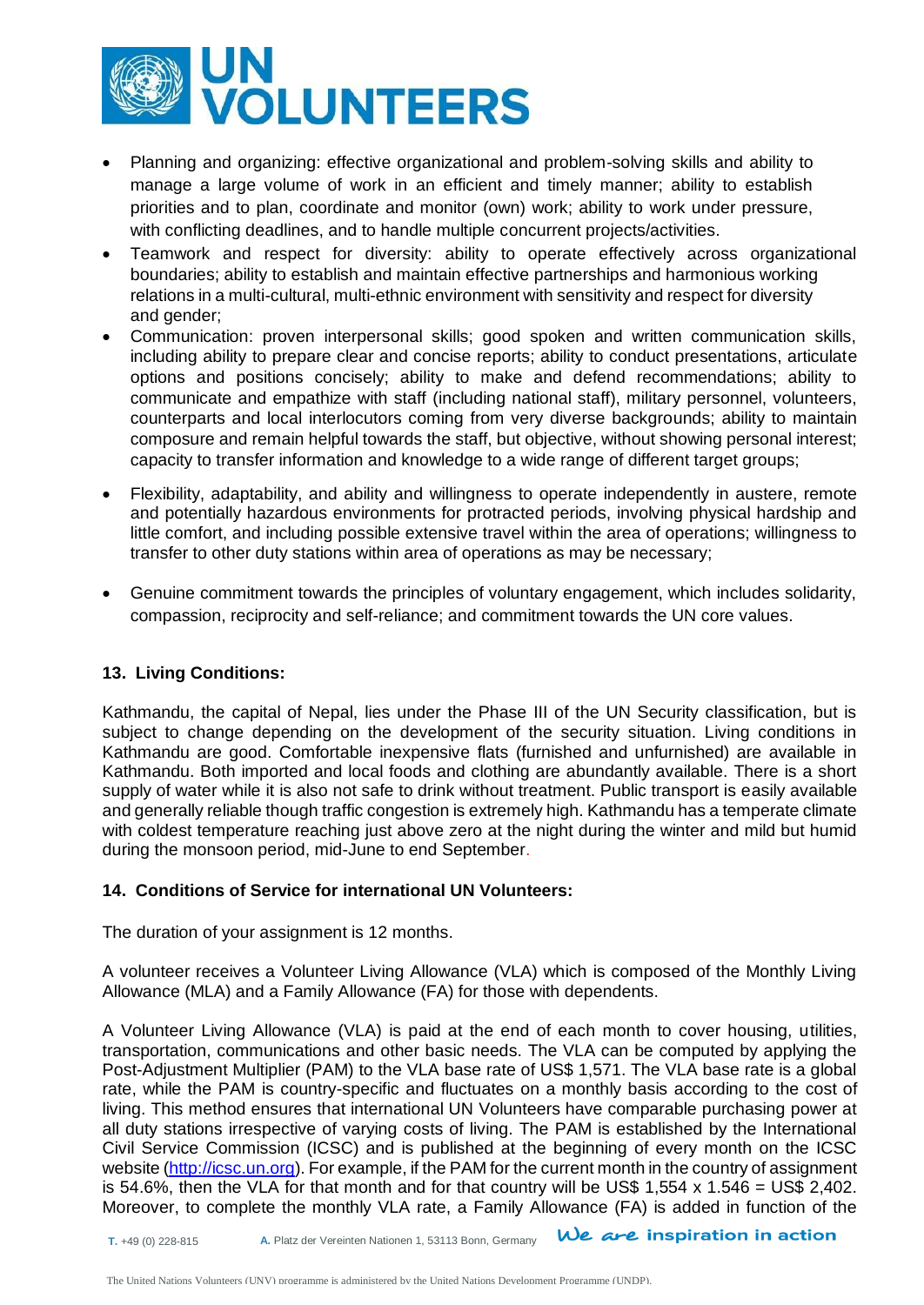- Planning and organizing: effective organizational and problem-solving skills and ability to manage a large volume of work in an efficient and timely manner; ability to establish priorities and to plan, coordinate and monitor (own) work; ability to work under pressure, with conflicting deadlines, and to handle multiple concurrent projects/activities.
- Teamwork and respect for diversity: ability to operate effectively across organizational boundaries; ability to establish and maintain effective partnerships and harmonious working relations in a multi-cultural, multi-ethnic environment with sensitivity and respect for diversity and gender;
- Communication: proven interpersonal skills; good spoken and written communication skills, including ability to prepare clear and concise reports; ability to conduct presentations, articulate options and positions concisely; ability to make and defend recommendations; ability to communicate and empathize with staff (including national staff), military personnel, volunteers, counterparts and local interlocutors coming from very diverse backgrounds; ability to maintain composure and remain helpful towards the staff, but objective, without showing personal interest; capacity to transfer information and knowledge to a wide range of different target groups;
- Flexibility, adaptability, and ability and willingness to operate independently in austere, remote and potentially hazardous environments for protracted periods, involving physical hardship and little comfort, and including possible extensive travel within the area of operations; willingness to transfer to other duty stations within area of operations as may be necessary;
- Genuine commitment towards the principles of voluntary engagement, which includes solidarity, compassion, reciprocity and self-reliance; and commitment towards the UN core values.

**13. Living Conditions:**

Kathmandu, the capital of Nepal, lies under the Phase III of the UN Security classification, but is subject to change depending on the development of the security situation. Living conditions in Kathmandu are good. Comfortable inexpensive flats (furnished and unfurnished) are available in Kathmandu. Both imported and local foods and clothing are abundantly available. There is a short supply of water while it is also not safe to drink without treatment. Public transport is easily available and generally reliable though traffic congestion is extremely high. Kathmandu has a temperate climate with coldest temperature reaching just above zero at the night during the winter and mild but humid during the monsoon period, mid-June to end September.

**14. Conditions of Service for international UN Volunteers:**

The duration of your assignment is 12 months.

A volunteer receives a Volunteer Living Allowance (VLA) which is composed of the Monthly Living Allowance (MLA) and a Family Allowance (FA) for those with dependents.

A Volunteer Living Allowance (VLA) is paid at the end of each month to cover housing, utilities, transportation, communications and other basic needs. The VLA can be computed by applying the Post-Adjustment Multiplier (PAM) to the VLA base rate of US$ 1,571. The VLA base rate is a global rate, while the PAM is country-specific and fluctuates on a monthly basis according to the cost of living. This method ensures that international UN Volunteers have comparable purchasing power at all duty stations irrespective of varying costs of living. The PAM is established by the International Civil Service Commission (ICSC) and is published at the beginning of every month on the ICSC website ([http://icsc.un.org](http://icsc.un.org)). For example, if the PAM for the current month in the country of assignment is 54.6%, then the VLA for that month and for that country will be US$ 1,554 x 1.546 = US$ 2,402. Moreover, to complete the monthly VLA rate, a Family Allowance (FA) is added in function of the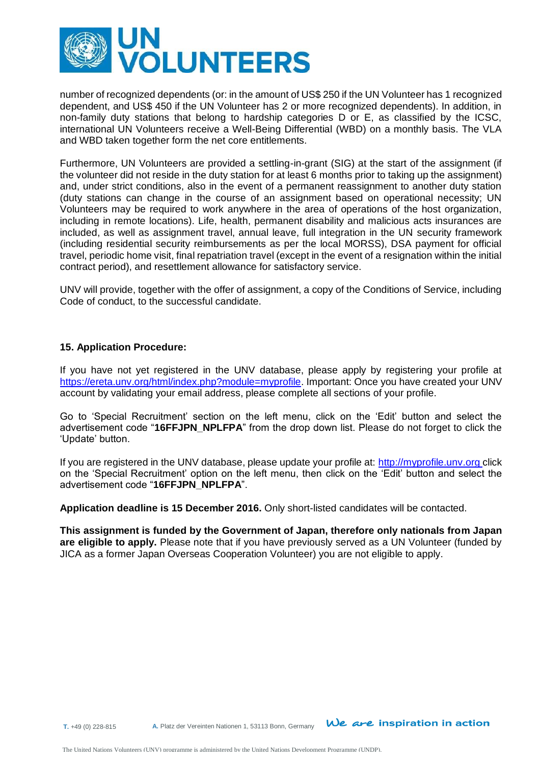number of recognized dependents (or: in the amount of US$ 250 if the UN Volunteer has 1 recognized dependent, and US$ 450 if the UN Volunteer has 2 or more recognized dependents). In addition, in non-family duty stations that belong to hardship categories D or E, as classified by the ICSC, international UN Volunteers receive a Well-Being Differential (WBD) on a monthly basis. The VLA and WBD taken together form the net core entitlements.

Furthermore, UN Volunteers are provided a settling-in-grant (SIG) at the start of the assignment (if the volunteer did not reside in the duty station for at least 6 months prior to taking up the assignment) and, under strict conditions, also in the event of a permanent reassignment to another duty station (duty stations can change in the course of an assignment based on operational necessity; UN Volunteers may be required to work anywhere in the area of operations of the host organization, including in remote locations). Life, health, permanent disability and malicious acts insurances are included, as well as assignment travel, annual leave, full integration in the UN security framework (including residential security reimbursements as per the local MORSS), DSA payment for official travel, periodic home visit, final repatriation travel (except in the event of a resignation within the initial contract period), and resettlement allowance for satisfactory service.

UNV will provide, together with the offer of assignment, a copy of the Conditions of Service, including Code of conduct, to the successful candidate.

**15. Application Procedure:**

If you have not yet registered in the UNV database, please apply by registering your profile at [https://ereta.unv.org/html/index.php?module=myprofile](https://ereta.unv.org/html/index.php?module=myprofile). Important: Once you have created your UNV account by validating your email address, please complete all sections of your profile.

Go to 'Special Recruitment' section on the left menu, click on the 'Edit' button and select the advertisement code "**16FFJPN_NPLFPA**" from the drop down list. Please do not forget to click the 'Update' button.

If you are registered in the UNV database, please update your profile at: [http://myprofile.unv.org](http://myprofile.unv.org) click on the 'Special Recruitment' option on the left menu, then click on the 'Edit' button and select the advertisement code "**16FFJPN_NPLFPA**".

**Application deadline is 15 December 2016.** Only short-listed candidates will be contacted.

**This assignment is funded by the Government of Japan, therefore only nationals from Japan are eligible to apply.** Please note that if you have previously served as a UN Volunteer (funded by JICA as a former Japan Overseas Cooperation Volunteer) you are not eligible to apply.